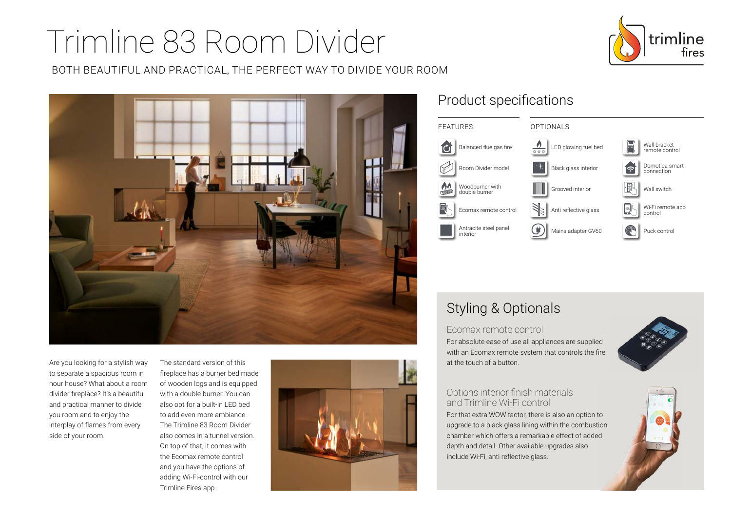# Trimline 83 Room Divider

BOTH BEAUTIFUL AND PRACTICAL, THE PERFECT WAY TO DIVIDE YOUR ROOM

trimline fires

Are you looking for a stylish way to separate a spacious room in hour house? What about a room divider fireplace? It's a beautiful and practical manner to divide you room and to enjoy the interplay of flames from every side of your room.

The standard version of this fireplace has a burner bed made of wooden logs and is equipped with a double burner. You can also opt for a built-in LED bed to add even more ambiance. The Trimline 83 Room Divider also comes in a tunnel version. On top of that, it comes with the Ecomax remote control and you have the options of adding Wi-Fi-control with our Trimline Fires app.

## Product specifications

### FEATURES

- Balanced flue gas fire
- Room Divider model
- Woodburner with double burner
- Ecomax remote control
- Antracite steel panel interior

### OPTIONALS

- LED glowing fuel bed
- Black glass interior
- Grooved interior
- Anti reflective glass
- Mains adapter GV60
- Wall bracket remote control
- Domotica smart connection
- Wall switch
- Wi-Fi remote app control
- Puck control

## Styling & Optionals

### Ecomax remote control

For absolute ease of use all appliances are supplied with an Ecomax remote system that controls the fire at the touch of a button.

### Options interior finish materials and Trimline Wi-Fi control

For that extra WOW factor, there is also an option to upgrade to a black glass lining within the combustion chamber which offers a remarkable effect of added depth and detail. Other available upgrades also include Wi-Fi, anti reflective glass.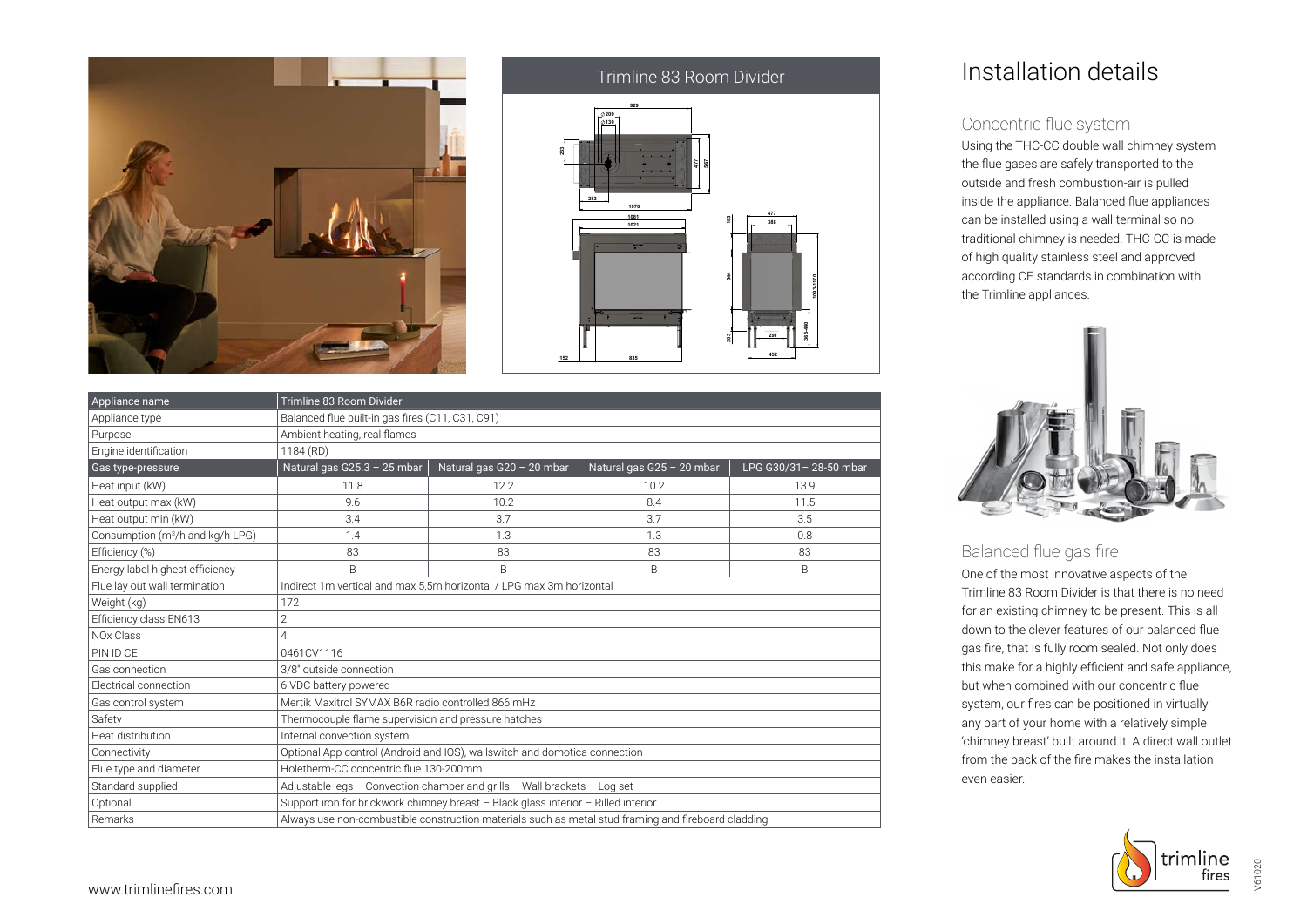## Trimline 83 Room Divider

929
Ø200
Ø130
223
477
547
283
1076
1061
1021
477
388
195
544
1093-1170
203
291
265-340
452
152
835

| Appliance name | Trimline 83 Room Divider | | | |
|---|---|---|---|---|
| Appliance type | Balanced flue built-in gas fires (C11, C31, C91) | | | |
| Purpose | Ambient heating, real flames | | | |
| Engine identification | 1184 (RD) | | | |
| Gas type-pressure | Natural gas G25.3 – 25 mbar | Natural gas G20 – 20 mbar | Natural gas G25 – 20 mbar | LPG G30/31– 28-50 mbar |
| Heat input (kW) | 11.8 | 12.2 | 10.2 | 13.9 |
| Heat output max (kW) | 9.6 | 10.2 | 8.4 | 11.5 |
| Heat output min (kW) | 3.4 | 3.7 | 3.7 | 3.5 |
| Consumption (m³/h and kg/h LPG) | 1.4 | 1.3 | 1.3 | 0.8 |
| Efficiency (%) | 83 | 83 | 83 | 83 |
| Energy label highest efficiency | B | B | B | B |
| Flue lay out wall termination | Indirect 1m vertical and max 5,5m horizontal / LPG max 3m horizontal | | | |
| Weight (kg) | 172 | | | |
| Efficiency class EN613 | 2 | | | |
| NOx Class | 4 | | | |
| PIN ID CE | 0461CV1116 | | | |
| Gas connection | 3/8" outside connection | | | |
| Electrical connection | 6 VDC battery powered | | | |
| Gas control system | Mertik Maxitrol SYMAX B6R radio controlled 866 mHz | | | |
| Safety | Thermocouple flame supervision and pressure hatches | | | |
| Heat distribution | Internal convection system | | | |
| Connectivity | Optional App control (Android and IOS), wallswitch and domotica connection | | | |
| Flue type and diameter | Holetherm-CC concentric flue 130-200mm | | | |
| Standard supplied | Adjustable legs – Convection chamber and grills – Wall brackets – Log set | | | |
| Optional | Support iron for brickwork chimney breast – Black glass interior – Rilled interior | | | |
| Remarks | Always use non-combustible construction materials such as metal stud framing and fireboard cladding | | | |

# Installation details

## Concentric flue system

Using the THC-CC double wall chimney system the flue gases are safely transported to the outside and fresh combustion-air is pulled inside the appliance. Balanced flue appliances can be installed using a wall terminal so no traditional chimney is needed. THC-CC is made of high quality stainless steel and approved according CE standards in combination with the Trimline appliances.

## Balanced flue gas fire

One of the most innovative aspects of the Trimline 83 Room Divider is that there is no need for an existing chimney to be present. That is all down to the clever features of our balanced flue gas fire, that is fully room sealed. Not only does this make for a highly efficient and safe appliance, but when combined with our concentric flue system, our fires can be positioned in virtually any part of your home with a relatively simple 'chimney breast' built around it. A direct wall outlet from the back of the fire makes the installation even easier.

trimline fires

V61020

www.trimlinefires.com